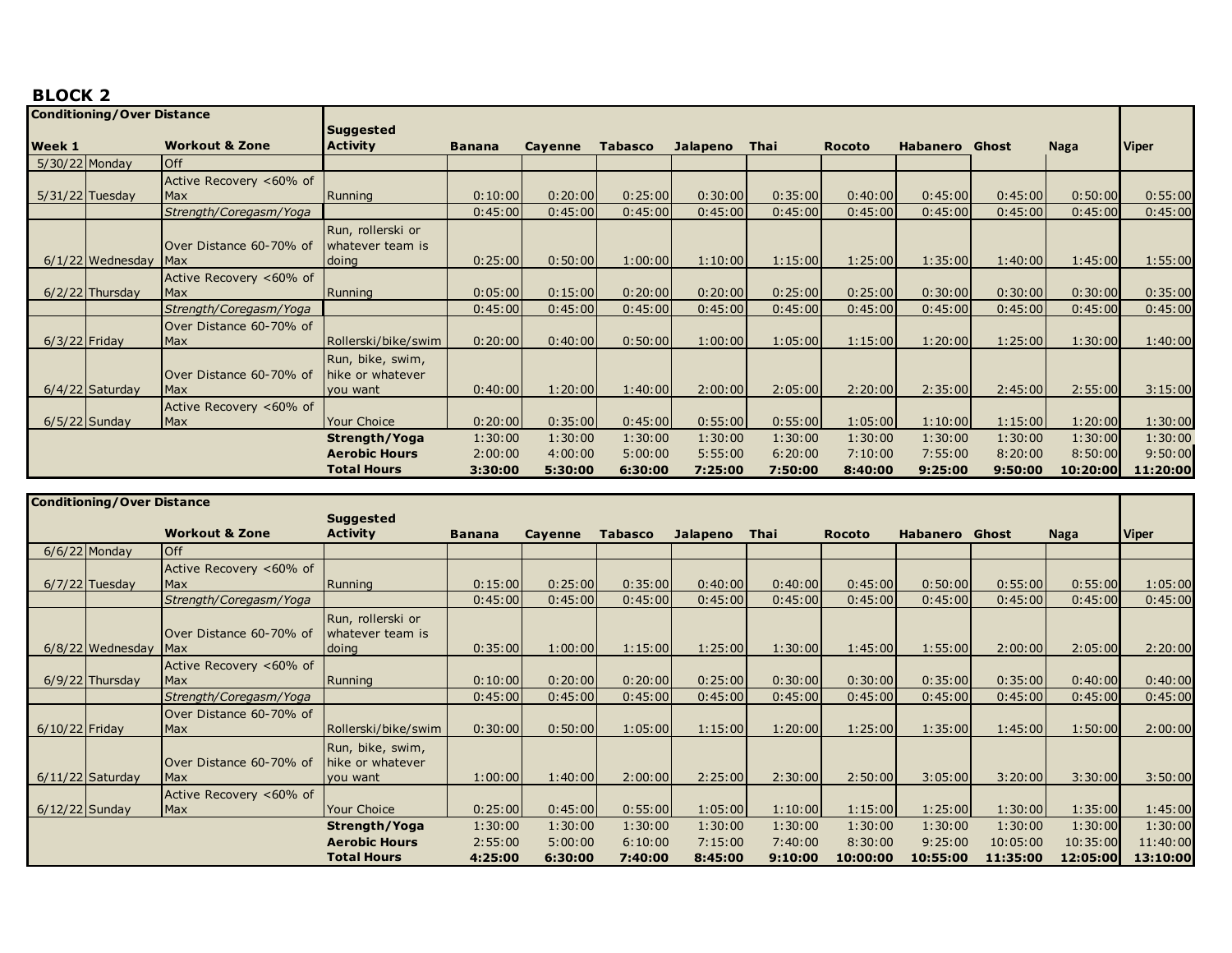## BLOCK 2

| Conditioning/Over Distance | | | | | | | | | | | | | |
|---|---|---|---|---|---|---|---|---|---|---|---|---|---|
| Week 1 | | Workout & Zone | Suggested Activity | Banana | Cayenne | Tabasco | Jalapeno | Thai | Rocoto | Habanero | Ghost | Naga | Viper |
| 5/30/22 | Monday | Off | | | | | | | | | | | |
| 5/31/22 | Tuesday | Active Recovery <60% of Max | Running | 0:10:00 | 0:20:00 | 0:25:00 | 0:30:00 | 0:35:00 | 0:40:00 | 0:45:00 | 0:45:00 | 0:50:00 | 0:55:00 |
| | | *Strength/Coregasm/Yoga* | | 0:45:00 | 0:45:00 | 0:45:00 | 0:45:00 | 0:45:00 | 0:45:00 | 0:45:00 | 0:45:00 | 0:45:00 | 0:45:00 |
| 6/1/22 | Wednesday | Over Distance 60-70% of Max | Run, rollerski or whatever team is doing | 0:25:00 | 0:50:00 | 1:00:00 | 1:10:00 | 1:15:00 | 1:25:00 | 1:35:00 | 1:40:00 | 1:45:00 | 1:55:00 |
| 6/2/22 | Thursday | Active Recovery <60% of Max | Running | 0:05:00 | 0:15:00 | 0:20:00 | 0:20:00 | 0:25:00 | 0:25:00 | 0:30:00 | 0:30:00 | 0:30:00 | 0:35:00 |
| | | *Strength/Coregasm/Yoga* | | 0:45:00 | 0:45:00 | 0:45:00 | 0:45:00 | 0:45:00 | 0:45:00 | 0:45:00 | 0:45:00 | 0:45:00 | 0:45:00 |
| 6/3/22 | Friday | Over Distance 60-70% of Max | Rollerski/bike/swim | 0:20:00 | 0:40:00 | 0:50:00 | 1:00:00 | 1:05:00 | 1:15:00 | 1:20:00 | 1:25:00 | 1:30:00 | 1:40:00 |
| 6/4/22 | Saturday | Over Distance 60-70% of Max | Run, bike, swim, hike or whatever you want | 0:40:00 | 1:20:00 | 1:40:00 | 2:00:00 | 2:05:00 | 2:20:00 | 2:35:00 | 2:45:00 | 2:55:00 | 3:15:00 |
| 6/5/22 | Sunday | Active Recovery <60% of Max | Your Choice | 0:20:00 | 0:35:00 | 0:45:00 | 0:55:00 | 0:55:00 | 1:05:00 | 1:10:00 | 1:15:00 | 1:20:00 | 1:30:00 |
| | | | **Strength/Yoga** | 1:30:00 | 1:30:00 | 1:30:00 | 1:30:00 | 1:30:00 | 1:30:00 | 1:30:00 | 1:30:00 | 1:30:00 | 1:30:00 |
| | | | **Aerobic Hours** | 2:00:00 | 4:00:00 | 5:00:00 | 5:55:00 | 6:20:00 | 7:10:00 | 7:55:00 | 8:20:00 | 8:50:00 | 9:50:00 |
| | | | **Total Hours** | **3:30:00** | **5:30:00** | **6:30:00** | **7:25:00** | **7:50:00** | **8:40:00** | **9:25:00** | **9:50:00** | **10:20:00** | **11:20:00** |

| Conditioning/Over Distance | | | | | | | | | | | | | |
|---|---|---|---|---|---|---|---|---|---|---|---|---|---|
| | | Workout & Zone | Suggested Activity | Banana | Cayenne | Tabasco | Jalapeno | Thai | Rocoto | Habanero | Ghost | Naga | Viper |
| 6/6/22 | Monday | Off | | | | | | | | | | | |
| 6/7/22 | Tuesday | Active Recovery <60% of Max | Running | 0:15:00 | 0:25:00 | 0:35:00 | 0:40:00 | 0:40:00 | 0:45:00 | 0:50:00 | 0:55:00 | 0:55:00 | 1:05:00 |
| | | *Strength/Coregasm/Yoga* | | 0:45:00 | 0:45:00 | 0:45:00 | 0:45:00 | 0:45:00 | 0:45:00 | 0:45:00 | 0:45:00 | 0:45:00 | 0:45:00 |
| 6/8/22 | Wednesday | Over Distance 60-70% of Max | Run, rollerski or whatever team is doing | 0:35:00 | 1:00:00 | 1:15:00 | 1:25:00 | 1:30:00 | 1:45:00 | 1:55:00 | 2:00:00 | 2:05:00 | 2:20:00 |
| 6/9/22 | Thursday | Active Recovery <60% of Max | Running | 0:10:00 | 0:20:00 | 0:20:00 | 0:25:00 | 0:30:00 | 0:30:00 | 0:35:00 | 0:35:00 | 0:40:00 | 0:40:00 |
| | | *Strength/Coregasm/Yoga* | | 0:45:00 | 0:45:00 | 0:45:00 | 0:45:00 | 0:45:00 | 0:45:00 | 0:45:00 | 0:45:00 | 0:45:00 | 0:45:00 |
| 6/10/22 | Friday | Over Distance 60-70% of Max | Rollerski/bike/swim | 0:30:00 | 0:50:00 | 1:05:00 | 1:15:00 | 1:20:00 | 1:25:00 | 1:35:00 | 1:45:00 | 1:50:00 | 2:00:00 |
| 6/11/22 | Saturday | Over Distance 60-70% of Max | Run, bike, swim, hike or whatever you want | 1:00:00 | 1:40:00 | 2:00:00 | 2:25:00 | 2:30:00 | 2:50:00 | 3:05:00 | 3:20:00 | 3:30:00 | 3:50:00 |
| 6/12/22 | Sunday | Active Recovery <60% of Max | Your Choice | 0:25:00 | 0:45:00 | 0:55:00 | 1:05:00 | 1:10:00 | 1:15:00 | 1:25:00 | 1:30:00 | 1:35:00 | 1:45:00 |
| | | | **Strength/Yoga** | 1:30:00 | 1:30:00 | 1:30:00 | 1:30:00 | 1:30:00 | 1:30:00 | 1:30:00 | 1:30:00 | 1:30:00 | 1:30:00 |
| | | | **Aerobic Hours** | 2:55:00 | 5:00:00 | 6:10:00 | 7:15:00 | 7:40:00 | 8:30:00 | 9:25:00 | 10:05:00 | 10:35:00 | 11:40:00 |
| | | | **Total Hours** | **4:25:00** | **6:30:00** | **7:40:00** | **8:45:00** | **9:10:00** | **10:00:00** | **10:55:00** | **11:35:00** | **12:05:00** | **13:10:00** |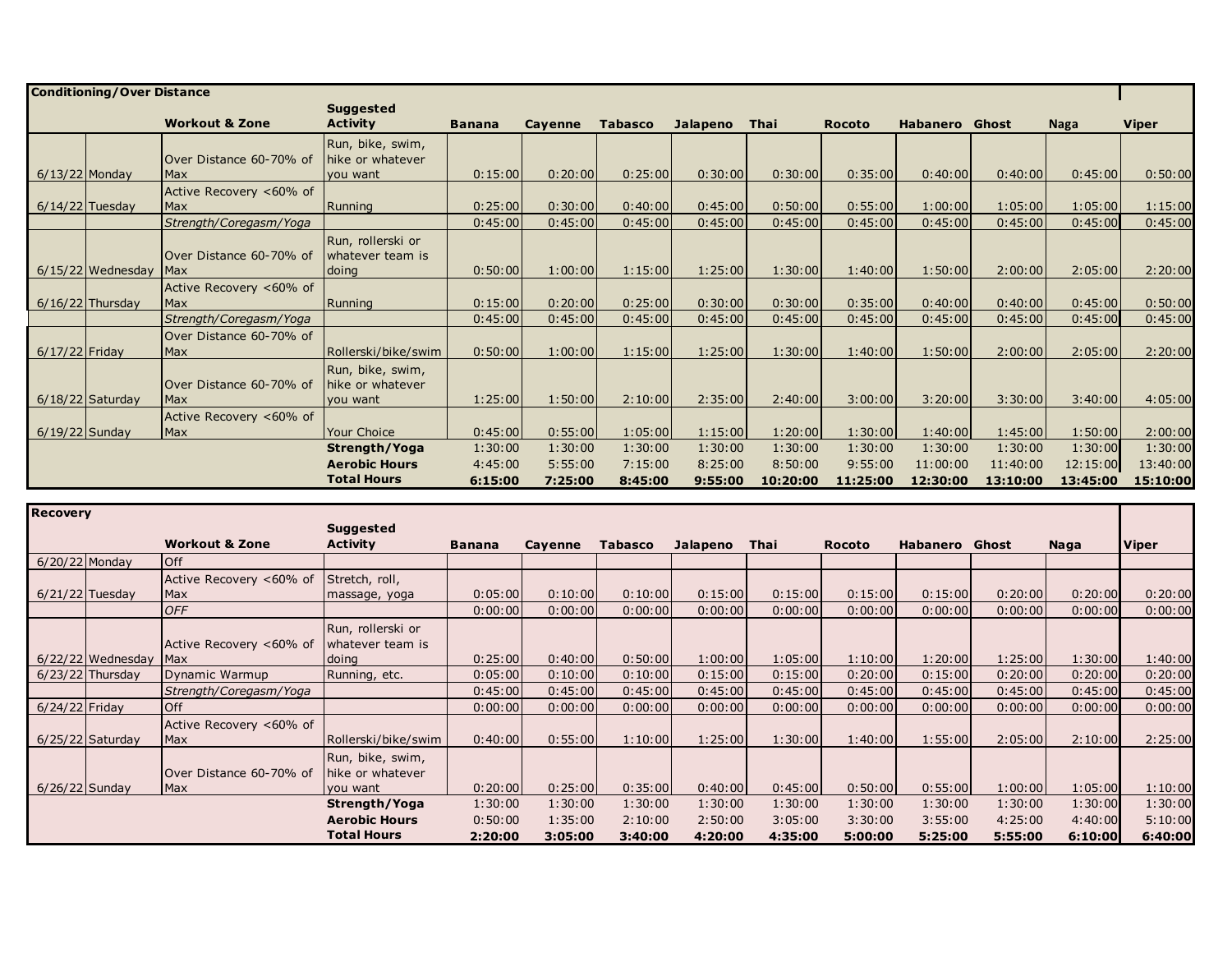| Conditioning/Over Distance | | | | | | | | | | | | | |
|---|---|---|---|---|---|---|---|---|---|---|---|---|---|
| | | **Workout & Zone** | **Suggested Activity** | **Banana** | **Cayenne** | **Tabasco** | **Jalapeno** | **Thai** | **Rocoto** | **Habanero** | **Ghost** | **Naga** | **Viper** |
| 6/13/22 | Monday | Over Distance 60-70% of Max | Run, bike, swim, hike or whatever you want | 0:15:00 | 0:20:00 | 0:25:00 | 0:30:00 | 0:30:00 | 0:35:00 | 0:40:00 | 0:40:00 | 0:45:00 | 0:50:00 |
| 6/14/22 | Tuesday | Active Recovery <60% of Max | Running | 0:25:00 | 0:30:00 | 0:40:00 | 0:45:00 | 0:50:00 | 0:55:00 | 1:00:00 | 1:05:00 | 1:05:00 | 1:15:00 |
| | | *Strength/Coregasm/Yoga* | | 0:45:00 | 0:45:00 | 0:45:00 | 0:45:00 | 0:45:00 | 0:45:00 | 0:45:00 | 0:45:00 | 0:45:00 | 0:45:00 |
| 6/15/22 | Wednesday | Over Distance 60-70% of Max | Run, rollerski or whatever team is doing | 0:50:00 | 1:00:00 | 1:15:00 | 1:25:00 | 1:30:00 | 1:40:00 | 1:50:00 | 2:00:00 | 2:05:00 | 2:20:00 |
| 6/16/22 | Thursday | Active Recovery <60% of Max | Running | 0:15:00 | 0:20:00 | 0:25:00 | 0:30:00 | 0:30:00 | 0:35:00 | 0:40:00 | 0:40:00 | 0:45:00 | 0:50:00 |
| | | *Strength/Coregasm/Yoga* | | 0:45:00 | 0:45:00 | 0:45:00 | 0:45:00 | 0:45:00 | 0:45:00 | 0:45:00 | 0:45:00 | 0:45:00 | 0:45:00 |
| 6/17/22 | Friday | Over Distance 60-70% of Max | Rollerski/bike/swim | 0:50:00 | 1:00:00 | 1:15:00 | 1:25:00 | 1:30:00 | 1:40:00 | 1:50:00 | 2:00:00 | 2:05:00 | 2:20:00 |
| 6/18/22 | Saturday | Over Distance 60-70% of Max | Run, bike, swim, hike or whatever you want | 1:25:00 | 1:50:00 | 2:10:00 | 2:35:00 | 2:40:00 | 3:00:00 | 3:20:00 | 3:30:00 | 3:40:00 | 4:05:00 |
| 6/19/22 | Sunday | Active Recovery <60% of Max | Your Choice | 0:45:00 | 0:55:00 | 1:05:00 | 1:15:00 | 1:20:00 | 1:30:00 | 1:40:00 | 1:45:00 | 1:50:00 | 2:00:00 |
| | | | **Strength/Yoga** | 1:30:00 | 1:30:00 | 1:30:00 | 1:30:00 | 1:30:00 | 1:30:00 | 1:30:00 | 1:30:00 | 1:30:00 | 1:30:00 |
| | | | **Aerobic Hours** | 4:45:00 | 5:55:00 | 7:15:00 | 8:25:00 | 8:50:00 | 9:55:00 | 11:00:00 | 11:40:00 | 12:15:00 | 13:40:00 |
| | | | **Total Hours** | **6:15:00** | **7:25:00** | **8:45:00** | **9:55:00** | **10:20:00** | **11:25:00** | **12:30:00** | **13:10:00** | **13:45:00** | **15:10:00** |

| Recovery | | | | | | | | | | | | | |
|---|---|---|---|---|---|---|---|---|---|---|---|---|---|
| | | **Workout & Zone** | **Suggested Activity** | **Banana** | **Cayenne** | **Tabasco** | **Jalapeno** | **Thai** | **Rocoto** | **Habanero** | **Ghost** | **Naga** | **Viper** |
| 6/20/22 | Monday | Off | | | | | | | | | | | |
| 6/21/22 | Tuesday | Active Recovery <60% of Max | Stretch, roll, massage, yoga | 0:05:00 | 0:10:00 | 0:10:00 | 0:15:00 | 0:15:00 | 0:15:00 | 0:15:00 | 0:20:00 | 0:20:00 | 0:20:00 |
| | | *OFF* | | 0:00:00 | 0:00:00 | 0:00:00 | 0:00:00 | 0:00:00 | 0:00:00 | 0:00:00 | 0:00:00 | 0:00:00 | 0:00:00 |
| 6/22/22 | Wednesday | Active Recovery <60% of Max | Run, rollerski or whatever team is doing | 0:25:00 | 0:40:00 | 0:50:00 | 1:00:00 | 1:05:00 | 1:10:00 | 1:20:00 | 1:25:00 | 1:30:00 | 1:40:00 |
| 6/23/22 | Thursday | Dynamic Warmup | Running, etc. | 0:05:00 | 0:10:00 | 0:10:00 | 0:15:00 | 0:15:00 | 0:20:00 | 0:15:00 | 0:20:00 | 0:20:00 | 0:20:00 |
| | | *Strength/Coregasm/Yoga* | | 0:45:00 | 0:45:00 | 0:45:00 | 0:45:00 | 0:45:00 | 0:45:00 | 0:45:00 | 0:45:00 | 0:45:00 | 0:45:00 |
| 6/24/22 | Friday | Off | | 0:00:00 | 0:00:00 | 0:00:00 | 0:00:00 | 0:00:00 | 0:00:00 | 0:00:00 | 0:00:00 | 0:00:00 | 0:00:00 |
| 6/25/22 | Saturday | Active Recovery <60% of Max | Rollerski/bike/swim | 0:40:00 | 0:55:00 | 1:10:00 | 1:25:00 | 1:30:00 | 1:40:00 | 1:55:00 | 2:05:00 | 2:10:00 | 2:25:00 |
| 6/26/22 | Sunday | Over Distance 60-70% of Max | Run, bike, swim, hike or whatever you want | 0:20:00 | 0:25:00 | 0:35:00 | 0:40:00 | 0:45:00 | 0:50:00 | 0:55:00 | 1:00:00 | 1:05:00 | 1:10:00 |
| | | | **Strength/Yoga** | 1:30:00 | 1:30:00 | 1:30:00 | 1:30:00 | 1:30:00 | 1:30:00 | 1:30:00 | 1:30:00 | 1:30:00 | 1:30:00 |
| | | | **Aerobic Hours** | 0:50:00 | 1:35:00 | 2:10:00 | 2:50:00 | 3:05:00 | 3:30:00 | 3:55:00 | 4:25:00 | 4:40:00 | 5:10:00 |
| | | | **Total Hours** | **2:20:00** | **3:05:00** | **3:40:00** | **4:20:00** | **4:35:00** | **5:00:00** | **5:25:00** | **5:55:00** | **6:10:00** | **6:40:00** |